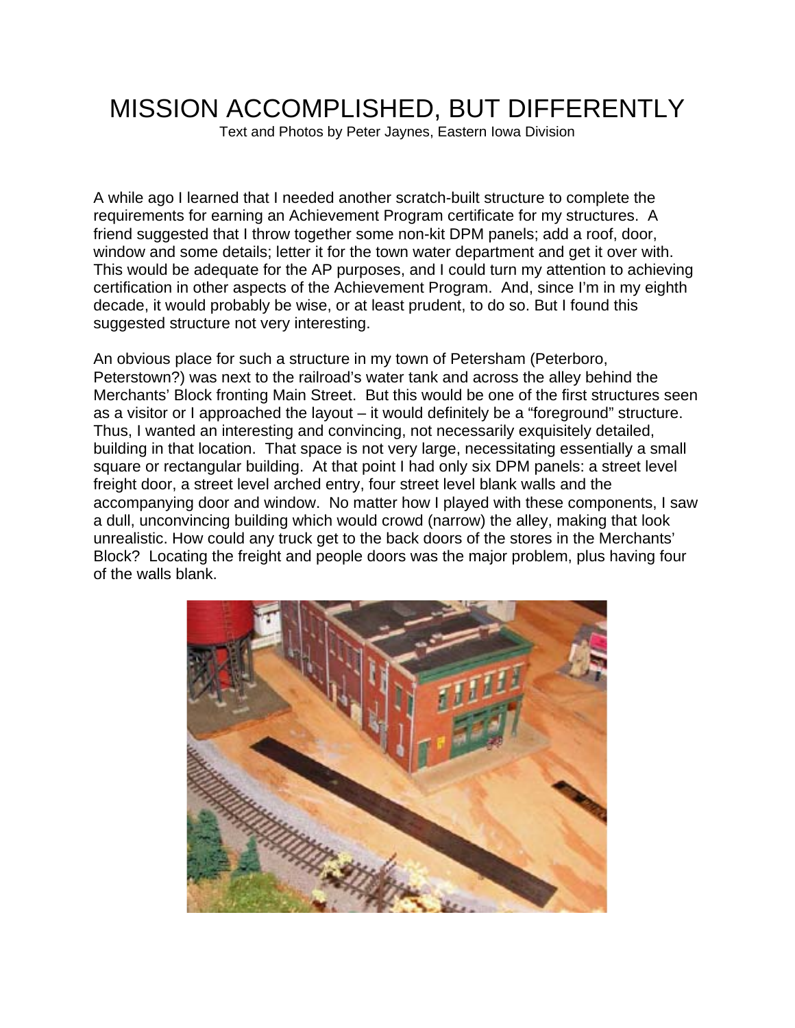# MISSION ACCOMPLISHED, BUT DIFFERENTLY

Text and Photos by Peter Jaynes, Eastern Iowa Division

A while ago I learned that I needed another scratch-built structure to complete the requirements for earning an Achievement Program certificate for my structures. A friend suggested that I throw together some non-kit DPM panels; add a roof, door, window and some details; letter it for the town water department and get it over with. This would be adequate for the AP purposes, and I could turn my attention to achieving certification in other aspects of the Achievement Program. And, since I'm in my eighth decade, it would probably be wise, or at least prudent, to do so. But I found this suggested structure not very interesting.

An obvious place for such a structure in my town of Petersham (Peterboro, Peterstown?) was next to the railroad's water tank and across the alley behind the Merchants' Block fronting Main Street. But this would be one of the first structures seen as a visitor or I approached the layout – it would definitely be a "foreground" structure. Thus, I wanted an interesting and convincing, not necessarily exquisitely detailed, building in that location. That space is not very large, necessitating essentially a small square or rectangular building. At that point I had only six DPM panels: a street level freight door, a street level arched entry, four street level blank walls and the accompanying door and window. No matter how I played with these components, I saw a dull, unconvincing building which would crowd (narrow) the alley, making that look unrealistic. How could any truck get to the back doors of the stores in the Merchants' Block? Locating the freight and people doors was the major problem, plus having four of the walls blank.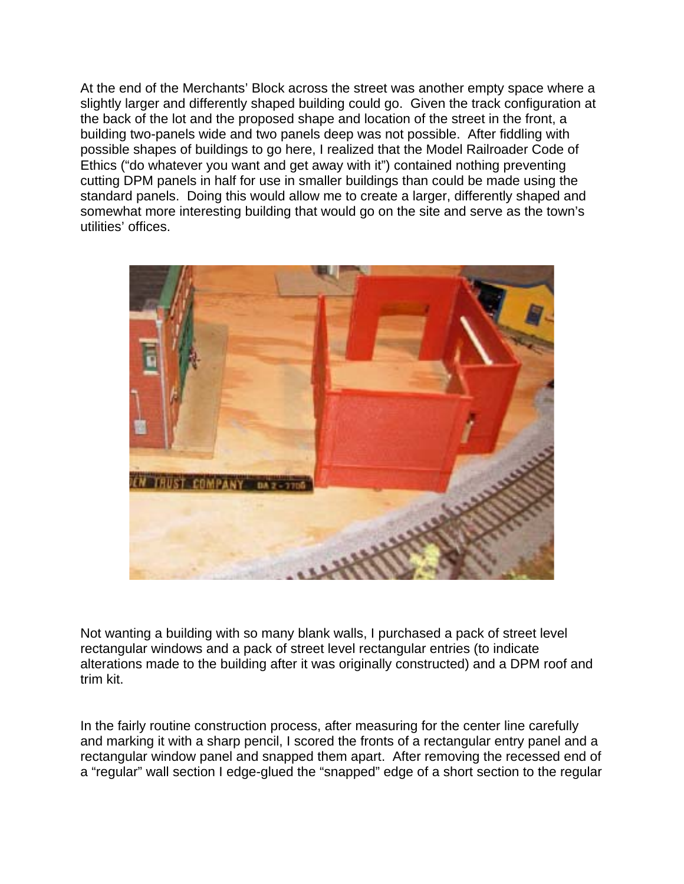At the end of the Merchants' Block across the street was another empty space where a slightly larger and differently shaped building could go. Given the track configuration at the back of the lot and the proposed shape and location of the street in the front, a building two-panels wide and two panels deep was not possible. After fiddling with possible shapes of buildings to go here, I realized that the Model Railroader Code of Ethics ("do whatever you want and get away with it") contained nothing preventing cutting DPM panels in half for use in smaller buildings than could be made using the standard panels. Doing this would allow me to create a larger, differently shaped and somewhat more interesting building that would go on the site and serve as the town's utilities' offices.

Not wanting a building with so many blank walls, I purchased a pack of street level rectangular windows and a pack of street level rectangular entries (to indicate alterations made to the building after it was originally constructed) and a DPM roof and trim kit.

In the fairly routine construction process, after measuring for the center line carefully and marking it with a sharp pencil, I scored the fronts of a rectangular entry panel and a rectangular window panel and snapped them apart. After removing the recessed end of a "regular" wall section I edge-glued the "snapped" edge of a short section to the regular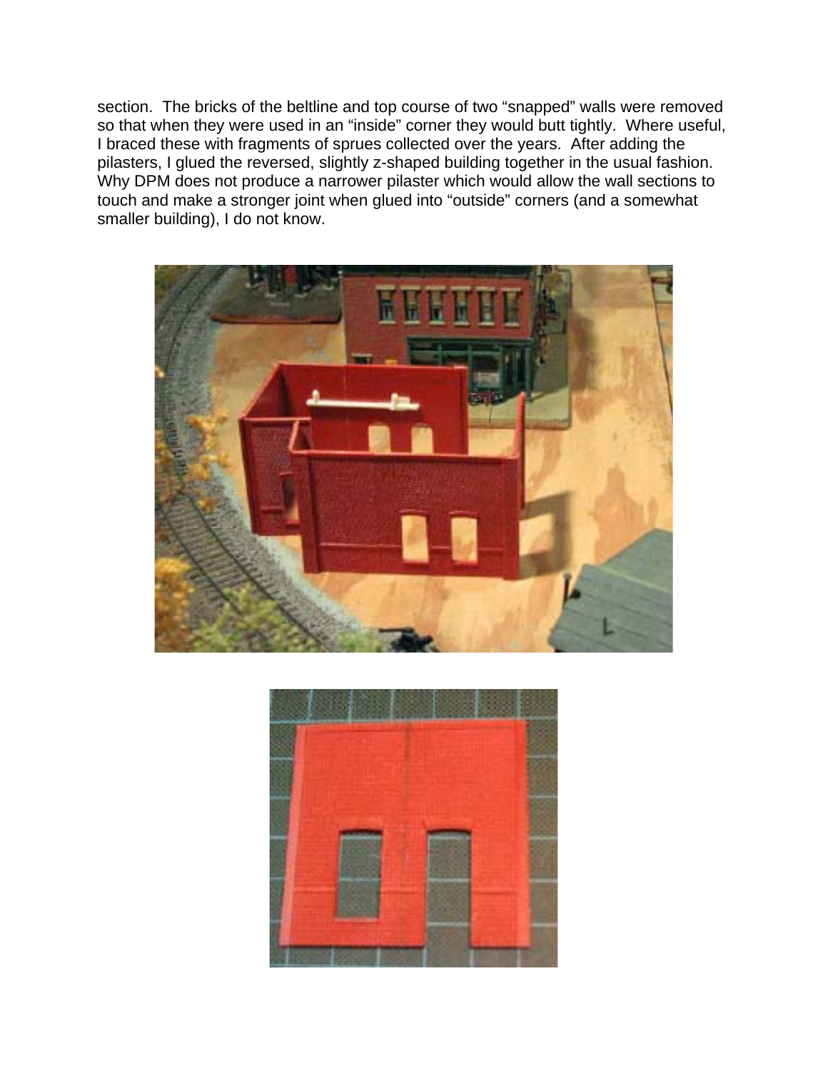section. The bricks of the beltline and top course of two "snapped" walls were removed so that when they were used in an "inside" corner they would butt tightly. Where useful, I braced these with fragments of sprues collected over the years. After adding the pilasters, I glued the reversed, slightly z-shaped building together in the usual fashion. Why DPM does not produce a narrower pilaster which would allow the wall sections to touch and make a stronger joint when glued into "outside" corners (and a somewhat smaller building), I do not know.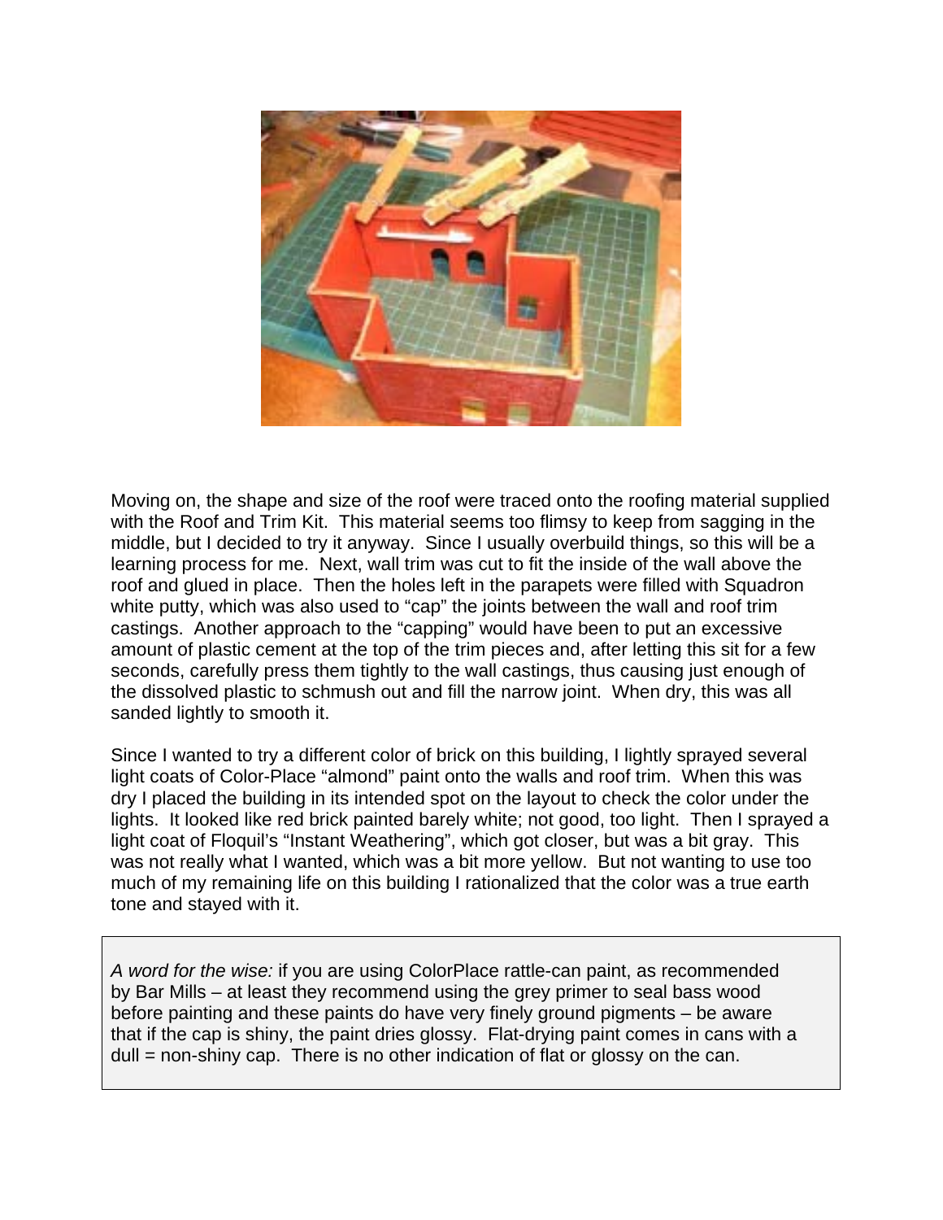Moving on, the shape and size of the roof were traced onto the roofing material supplied with the Roof and Trim Kit. This material seems too flimsy to keep from sagging in the middle, but I decided to try it anyway. Since I usually overbuild things, so this will be a learning process for me. Next, wall trim was cut to fit the inside of the wall above the roof and glued in place. Then the holes left in the parapets were filled with Squadron white putty, which was also used to "cap" the joints between the wall and roof trim castings. Another approach to the "capping" would have been to put an excessive amount of plastic cement at the top of the trim pieces and, after letting this sit for a few seconds, carefully press them tightly to the wall castings, thus causing just enough of the dissolved plastic to schmush out and fill the narrow joint. When dry, this was all sanded lightly to smooth it.

Since I wanted to try a different color of brick on this building, I lightly sprayed several light coats of Color-Place "almond" paint onto the walls and roof trim. When this was dry I placed the building in its intended spot on the layout to check the color under the lights. It looked like red brick painted barely white; not good, too light. Then I sprayed a light coat of Floquil's "Instant Weathering", which got closer, but was a bit gray. This was not really what I wanted, which was a bit more yellow. But not wanting to use too much of my remaining life on this building I rationalized that the color was a true earth tone and stayed with it.

> *A word for the wise:* if you are using ColorPlace rattle-can paint, as recommended by Bar Mills – at least they recommend using the grey primer to seal bass wood before painting and these paints do have very finely ground pigments – be aware that if the cap is shiny, the paint dries glossy. Flat-drying paint comes in cans with a dull = non-shiny cap. There is no other indication of flat or glossy on the can.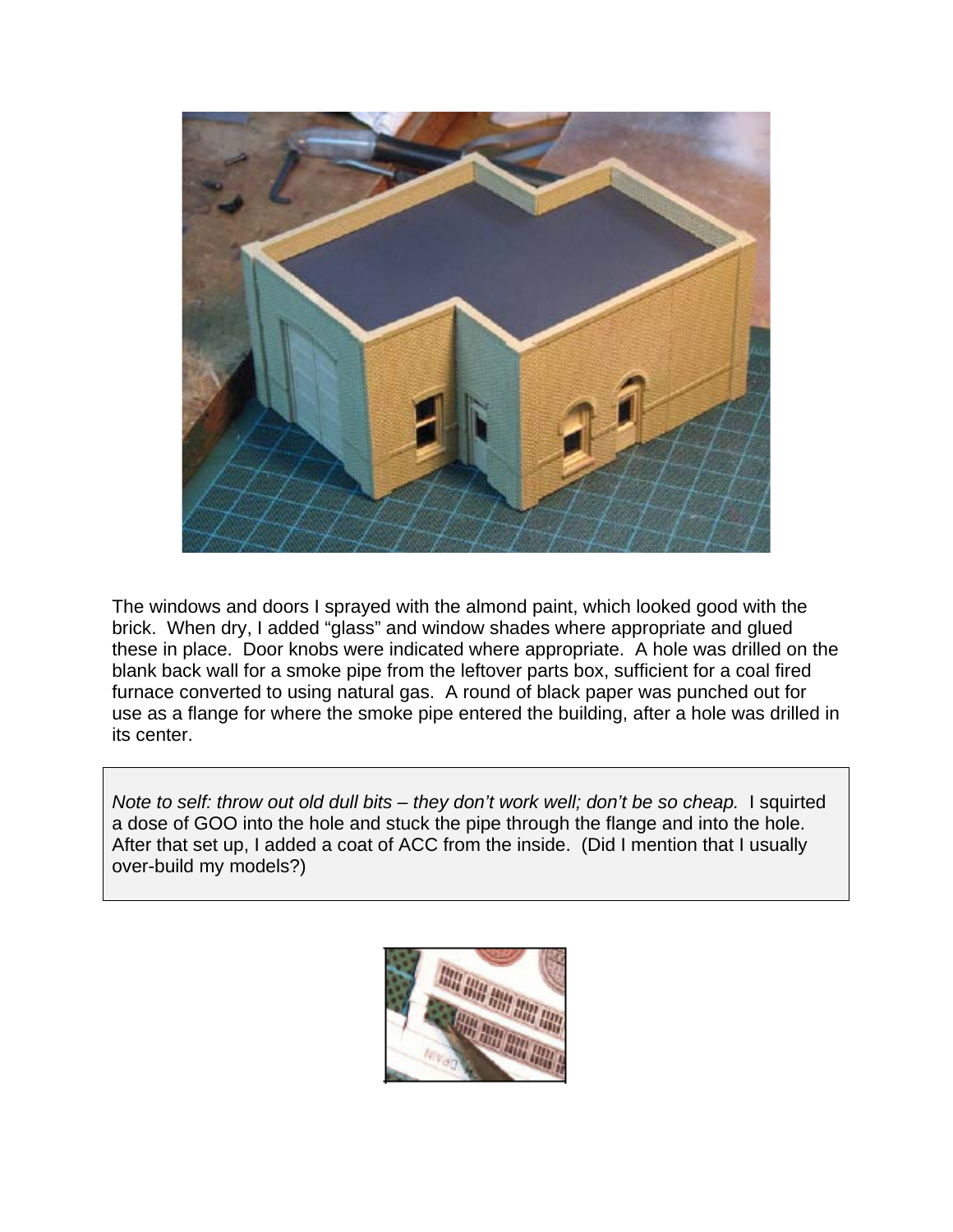The windows and doors I sprayed with the almond paint, which looked good with the brick. When dry, I added "glass" and window shades where appropriate and glued these in place. Door knobs were indicated where appropriate. A hole was drilled on the blank back wall for a smoke pipe from the leftover parts box, sufficient for a coal fired furnace converted to using natural gas. A round of black paper was punched out for use as a flange for where the smoke pipe entered the building, after a hole was drilled in its center.

*Note to self: throw out old dull bits – they don't work well; don't be so cheap.* I squirted a dose of GOO into the hole and stuck the pipe through the flange and into the hole. After that set up, I added a coat of ACC from the inside. (Did I mention that I usually over-build my models?)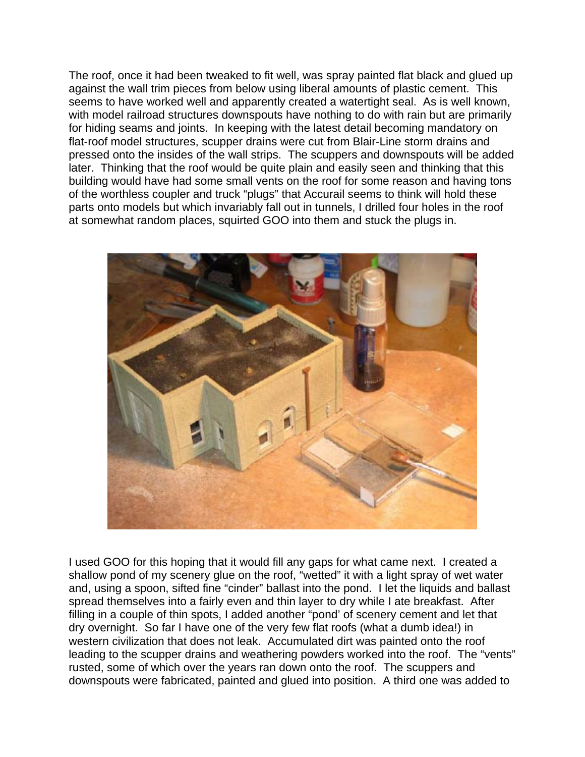The roof, once it had been tweaked to fit well, was spray painted flat black and glued up against the wall trim pieces from below using liberal amounts of plastic cement. This seems to have worked well and apparently created a watertight seal. As is well known, with model railroad structures downspouts have nothing to do with rain but are primarily for hiding seams and joints. In keeping with the latest detail becoming mandatory on flat-roof model structures, scupper drains were cut from Blair-Line storm drains and pressed onto the insides of the wall strips. The scuppers and downspouts will be added later. Thinking that the roof would be quite plain and easily seen and thinking that this building would have had some small vents on the roof for some reason and having tons of the worthless coupler and truck "plugs" that Accurail seems to think will hold these parts onto models but which invariably fall out in tunnels, I drilled four holes in the roof at somewhat random places, squirted GOO into them and stuck the plugs in.

I used GOO for this hoping that it would fill any gaps for what came next. I created a shallow pond of my scenery glue on the roof, "wetted" it with a light spray of wet water and, using a spoon, sifted fine "cinder" ballast into the pond. I let the liquids and ballast spread themselves into a fairly even and thin layer to dry while I ate breakfast. After filling in a couple of thin spots, I added another "pond' of scenery cement and let that dry overnight. So far I have one of the very few flat roofs (what a dumb idea!) in western civilization that does not leak. Accumulated dirt was painted onto the roof leading to the scupper drains and weathering powders worked into the roof. The "vents" rusted, some of which over the years ran down onto the roof. The scuppers and downspouts were fabricated, painted and glued into position. A third one was added to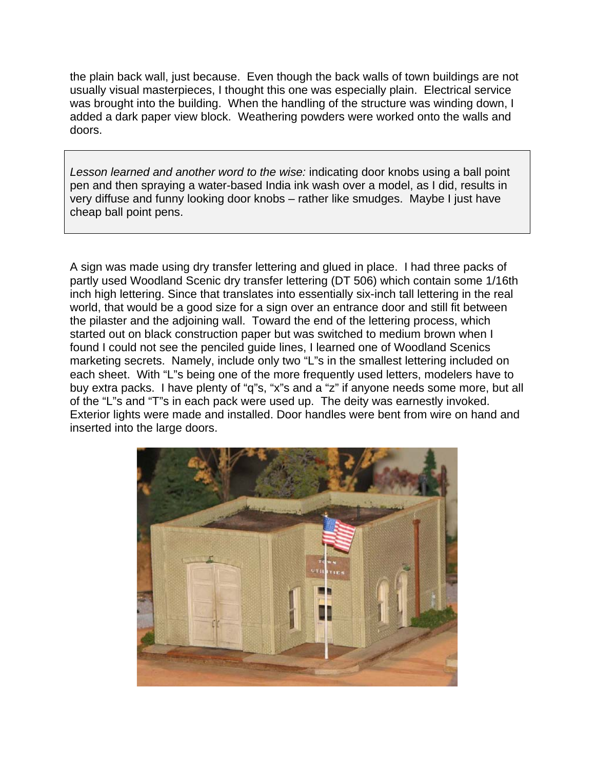the plain back wall, just because. Even though the back walls of town buildings are not usually visual masterpieces, I thought this one was especially plain. Electrical service was brought into the building. When the handling of the structure was winding down, I added a dark paper view block. Weathering powders were worked onto the walls and doors.

> *Lesson learned and another word to the wise:* indicating door knobs using a ball point pen and then spraying a water-based India ink wash over a model, as I did, results in very diffuse and funny looking door knobs – rather like smudges. Maybe I just have cheap ball point pens.

A sign was made using dry transfer lettering and glued in place. I had three packs of partly used Woodland Scenic dry transfer lettering (DT 506) which contain some 1/16th inch high lettering. Since that translates into essentially six-inch tall lettering in the real world, that would be a good size for a sign over an entrance door and still fit between the pilaster and the adjoining wall. Toward the end of the lettering process, which started out on black construction paper but was switched to medium brown when I found I could not see the penciled guide lines, I learned one of Woodland Scenics marketing secrets. Namely, include only two "L"s in the smallest lettering included on each sheet. With "L"s being one of the more frequently used letters, modelers have to buy extra packs. I have plenty of "q"s, "x"s and a "z" if anyone needs some more, but all of the "L"s and "T"s in each pack were used up. The deity was earnestly invoked. Exterior lights were made and installed. Door handles were bent from wire on hand and inserted into the large doors.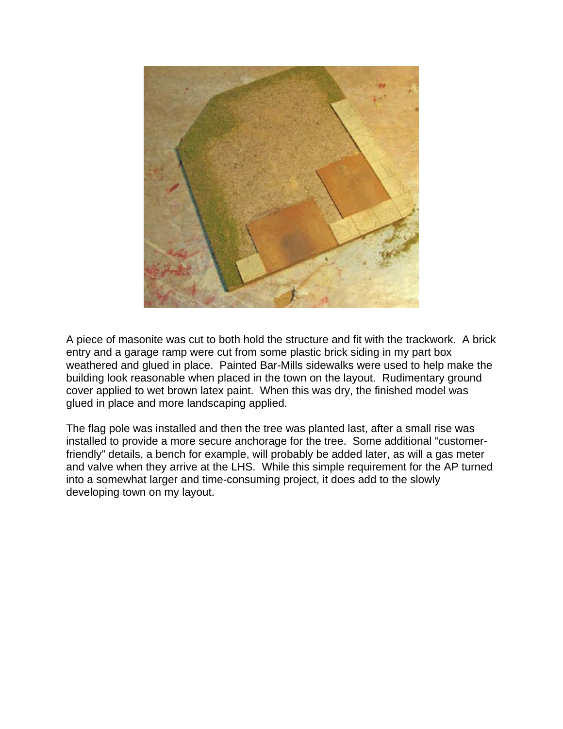A piece of masonite was cut to both hold the structure and fit with the trackwork. A brick entry and a garage ramp were cut from some plastic brick siding in my part box weathered and glued in place. Painted Bar-Mills sidewalks were used to help make the building look reasonable when placed in the town on the layout. Rudimentary ground cover applied to wet brown latex paint. When this was dry, the finished model was glued in place and more landscaping applied.

The flag pole was installed and then the tree was planted last, after a small rise was installed to provide a more secure anchorage for the tree. Some additional "customer-friendly" details, a bench for example, will probably be added later, as will a gas meter and valve when they arrive at the LHS. While this simple requirement for the AP turned into a somewhat larger and time-consuming project, it does add to the slowly developing town on my layout.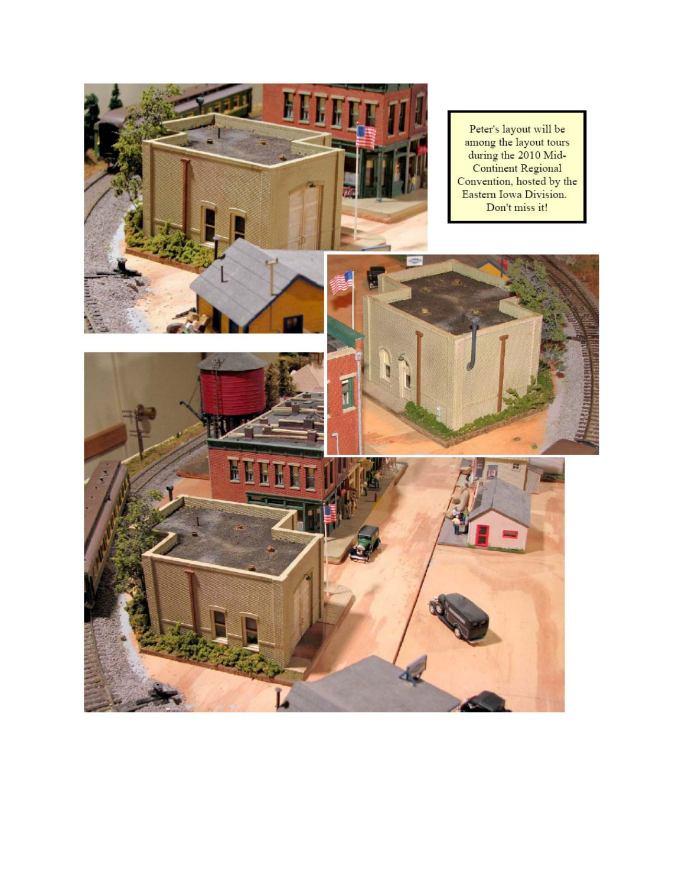Peter's layout will be among the layout tours during the 2010 Mid-Continent Regional Convention, hosted by the Eastern Iowa Division. Don't miss it!